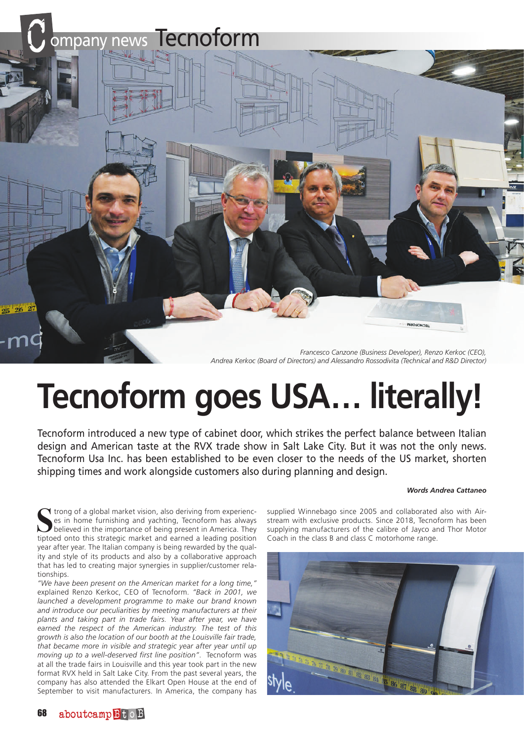Company news Tecnoform

Francesco Canzone (Business Developer), Renzo Kerkoc (CEO), Andrea Kerkoc (Board of Directors) and Alessandro Rossodivita (Technical and R&D Director)

# Tecnoform goes USA… literally!

Tecnoform introduced a new type of cabinet door, which strikes the perfect balance between Italian design and American taste at the RVX trade show in Salt Lake City. But it was not the only news. Tecnoform Usa Inc. has been established to be even closer to the needs of the US market, shorten shipping times and work alongside customers also during planning and design.

***Words Andrea Cattaneo***

Strong of a global market vision, also deriving from experiences in home furnishing and yachting, Tecnoform has always believed in the importance of being present in America. They tiptoed onto this strategic market and earned a leading position year after year. The Italian company is being rewarded by the quality and style of its products and also by a collaborative approach that has led to creating major synergies in supplier/customer relationships.

*"We have been present on the American market for a long time,"* explained Renzo Kerkoc, CEO of Tecnoform. *"Back in 2001, we launched a development programme to make our brand known and introduce our peculiarities by meeting manufacturers at their plants and taking part in trade fairs. Year after year, we have earned the respect of the American industry. The test of this growth is also the location of our booth at the Louisville fair trade, that became more in visible and strategic year after year until up moving up to a well-deserved first line position".* Tecnoform was at all the trade fairs in Louisville and this year took part in the new format RVX held in Salt Lake City. From the past several years, the company has also attended the Elkart Open House at the end of September to visit manufacturers. In America, the company has supplied Winnebago since 2005 and collaborated also with Airstream with exclusive products. Since 2018, Tecnoform has been supplying manufacturers of the calibre of Jayco and Thor Motor Coach in the class B and class C motorhome range.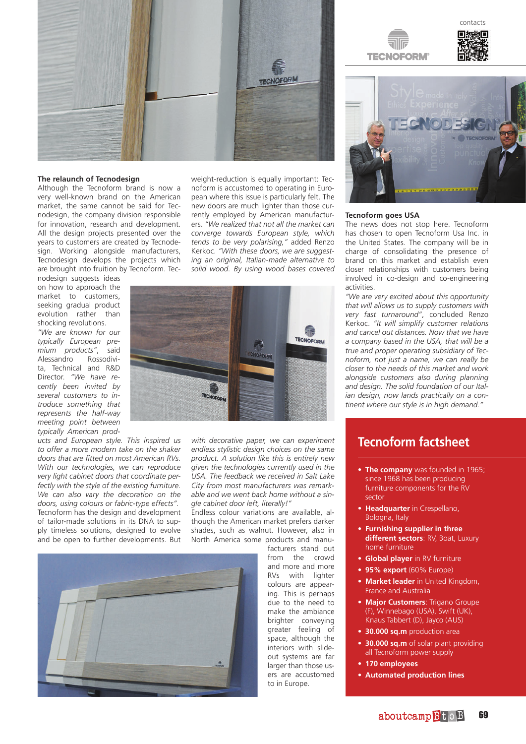### The relaunch of Tecnodesign

Although the Tecnoform brand is now a very well-known brand on the American market, the same cannot be said for Tecnodesign, the company division responsible for innovation, research and development. All the design projects presented over the years to customers are created by Tecnodesign. Working alongside manufacturers, Tecnodesign develops the projects which are brought into fruition by Tecnoform. Tecnodesign suggests ideas on how to approach the market to customers, seeking gradual product evolution rather than shocking revolutions.

*"We are known for our typically European premium products"*, said Alessandro Rossodivita, Technical and R&D Director. *"We have recently been invited by several customers to introduce something that represents the half-way meeting point between typically American products and European style. This inspired us to offer a more modern take on the shaker doors that are fitted on most American RVs. With our technologies, we can reproduce very light cabinet doors that coordinate perfectly with the style of the existing furniture. We can also vary the decoration on the doors, using colours or fabric-type effects"*.

Tecnoform has the design and development of tailor-made solutions in its DNA to supply timeless solutions, designed to evolve and be open to further developments. But weight-reduction is equally important: Tecnoform is accustomed to operating in European where this issue is particularly felt. The new doors are much lighter than those currently employed by American manufacturers. *"We realized that not all the market can converge towards European style, which tends to be very polarising,"* added Renzo Kerkoc. *"With these doors, we are suggesting an original, Italian-made alternative to solid wood. By using wood bases covered with decorative paper, we can experiment endless stylistic design choices on the same product. A solution like this is entirely new given the technologies currently used in the USA. The feedback we received in Salt Lake City from most manufacturers was remarkable and we went back home without a single cabinet door left, literally!"*

Endless colour variations are available, although the American market prefers darker shades, such as walnut. However, also in North America some products and manufacturers stand out from the crowd and more and more RVs with lighter colours are appearing. This is perhaps due to the need to make the ambiance brighter conveying greater feeling of space, although the interiors with slide-out systems are far larger than those users are accustomed to in Europe.

### Tecnoform goes USA

The news does not stop here. Tecnoform has chosen to open Tecnoform Usa Inc. in the United States. The company will be in charge of consolidating the presence of brand on this market and establish even closer relationships with customers being involved in co-design and co-engineering activities.

*"We are very excited about this opportunity that will allows us to supply customers with very fast turnaround"*, concluded Renzo Kerkoc. *"It will simplify customer relations and cancel out distances. Now that we have a company based in the USA, that will be a true and proper operating subsidiary of Tecnoform, not just a name, we can really be closer to the needs of this market and work alongside customers also during planning and design. The solid foundation of our Italian design, now lands practically on a continent where our style is in high demand."*

## Tecnoform factsheet

- **The company** was founded in 1965; since 1968 has been producing furniture components for the RV sector
- **Headquarter** in Crespellano, Bologna, Italy
- **Furnishing supplier in three different sectors**: RV, Boat, Luxury home furniture
- **Global player** in RV furniture
- **95% export** (60% Europe)
- **Market leader** in United Kingdom, France and Australia
- **Major Customers**: Trigano Groupe (F), Winnebago (USA), Swift (UK), Knaus Tabbert (D), Jayco (AUS)
- **30.000 sq.m** production area
- **30.000 sq.m** of solar plant providing all Tecnoform power supply
- **170 employees**
- **Automated production lines**